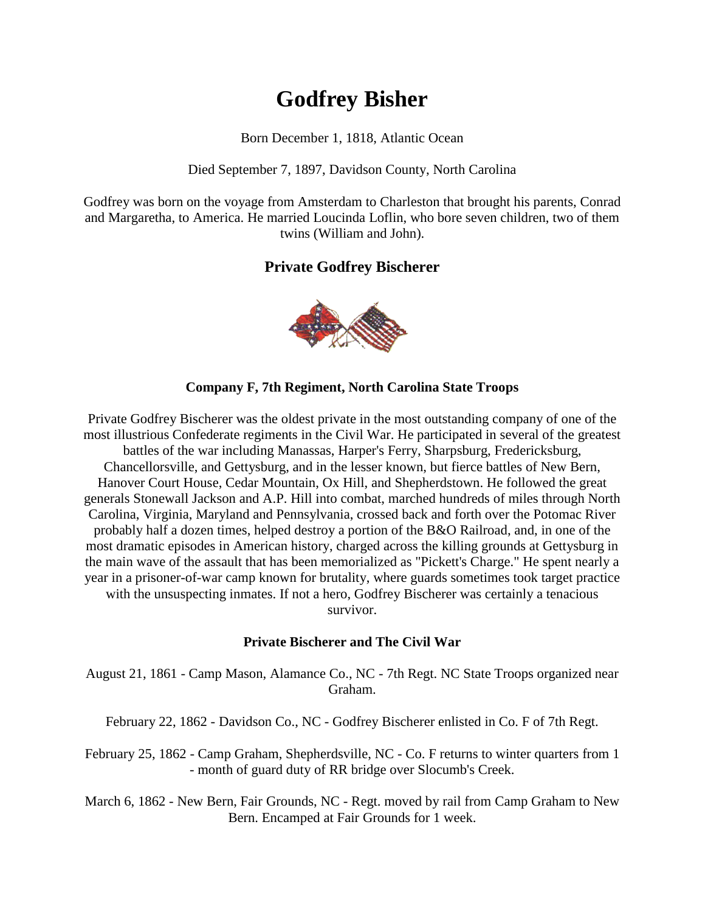# Godfrey Bisher

Born December 1, 1818, Atlantic Ocean

Died September 7, 1897, Davidson County, North Carolina

Godfrey was born on the voyage from Amsterdam to Charleston that brought his parents, Conrad and Margaretha, to America. He married Loucinda Loflin, who bore seven children, two of them twins (William and John).

## Private Godfrey Bischerer

**Company F, 7th Regiment, North Carolina State Troops**

Private Godfrey Bischerer was the oldest private in the most outstanding company of one of the most illustrious Confederate regiments in the Civil War. He participated in several of the greatest battles of the war including Manassas, Harper's Ferry, Sharpsburg, Fredericksburg, Chancellorsville, and Gettysburg, and in the lesser known, but fierce battles of New Bern, Hanover Court House, Cedar Mountain, Ox Hill, and Shepherdstown. He followed the great generals Stonewall Jackson and A.P. Hill into combat, marched hundreds of miles through North Carolina, Virginia, Maryland and Pennsylvania, crossed back and forth over the Potomac River probably half a dozen times, helped destroy a portion of the B&O Railroad, and, in one of the most dramatic episodes in American history, charged across the killing grounds at Gettysburg in the main wave of the assault that has been memorialized as "Pickett's Charge." He spent nearly a year in a prisoner-of-war camp known for brutality, where guards sometimes took target practice with the unsuspecting inmates. If not a hero, Godfrey Bischerer was certainly a tenacious survivor.

**Private Bischerer and The Civil War**

August 21, 1861 - Camp Mason, Alamance Co., NC - 7th Regt. NC State Troops organized near Graham.

February 22, 1862 - Davidson Co., NC - Godfrey Bischerer enlisted in Co. F of 7th Regt.

February 25, 1862 - Camp Graham, Shepherdsville, NC - Co. F returns to winter quarters from 1 - month of guard duty of RR bridge over Slocumb's Creek.

March 6, 1862 - New Bern, Fair Grounds, NC - Regt. moved by rail from Camp Graham to New Bern. Encamped at Fair Grounds for 1 week.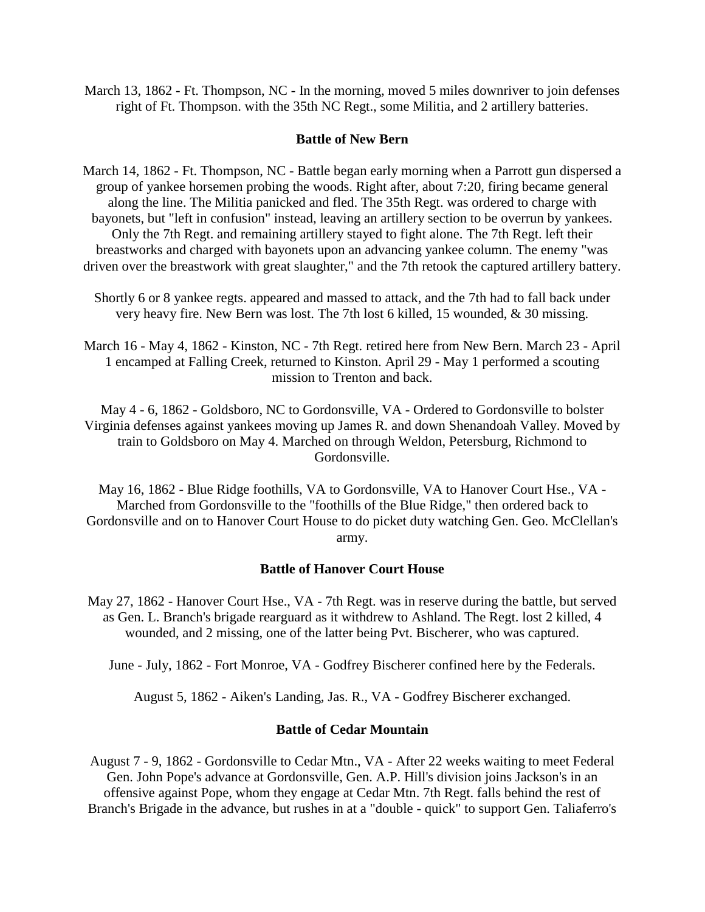March 13, 1862 - Ft. Thompson, NC - In the morning, moved 5 miles downriver to join defenses right of Ft. Thompson. with the 35th NC Regt., some Militia, and 2 artillery batteries.

**Battle of New Bern**

March 14, 1862 - Ft. Thompson, NC - Battle began early morning when a Parrott gun dispersed a group of yankee horsemen probing the woods. Right after, about 7:20, firing became general along the line. The Militia panicked and fled. The 35th Regt. was ordered to charge with bayonets, but "left in confusion" instead, leaving an artillery section to be overrun by yankees. Only the 7th Regt. and remaining artillery stayed to fight alone. The 7th Regt. left their breastworks and charged with bayonets upon an advancing yankee column. The enemy "was driven over the breastwork with great slaughter," and the 7th retook the captured artillery battery.

Shortly 6 or 8 yankee regts. appeared and massed to attack, and the 7th had to fall back under very heavy fire. New Bern was lost. The 7th lost 6 killed, 15 wounded, & 30 missing.

March 16 - May 4, 1862 - Kinston, NC - 7th Regt. retired here from New Bern. March 23 - April 1 encamped at Falling Creek, returned to Kinston. April 29 - May 1 performed a scouting mission to Trenton and back.

May 4 - 6, 1862 - Goldsboro, NC to Gordonsville, VA - Ordered to Gordonsville to bolster Virginia defenses against yankees moving up James R. and down Shenandoah Valley. Moved by train to Goldsboro on May 4. Marched on through Weldon, Petersburg, Richmond to Gordonsville.

May 16, 1862 - Blue Ridge foothills, VA to Gordonsville, VA to Hanover Court Hse., VA - Marched from Gordonsville to the "foothills of the Blue Ridge," then ordered back to Gordonsville and on to Hanover Court House to do picket duty watching Gen. Geo. McClellan's army.

**Battle of Hanover Court House**

May 27, 1862 - Hanover Court Hse., VA - 7th Regt. was in reserve during the battle, but served as Gen. L. Branch's brigade rearguard as it withdrew to Ashland. The Regt. lost 2 killed, 4 wounded, and 2 missing, one of the latter being Pvt. Bischerer, who was captured.

June - July, 1862 - Fort Monroe, VA - Godfrey Bischerer confined here by the Federals.

August 5, 1862 - Aiken's Landing, Jas. R., VA - Godfrey Bischerer exchanged.

**Battle of Cedar Mountain**

August 7 - 9, 1862 - Gordonsville to Cedar Mtn., VA - After 22 weeks waiting to meet Federal Gen. John Pope's advance at Gordonsville, Gen. A.P. Hill's division joins Jackson's in an offensive against Pope, whom they engage at Cedar Mtn. 7th Regt. falls behind the rest of Branch's Brigade in the advance, but rushes in at a "double - quick" to support Gen. Taliaferro's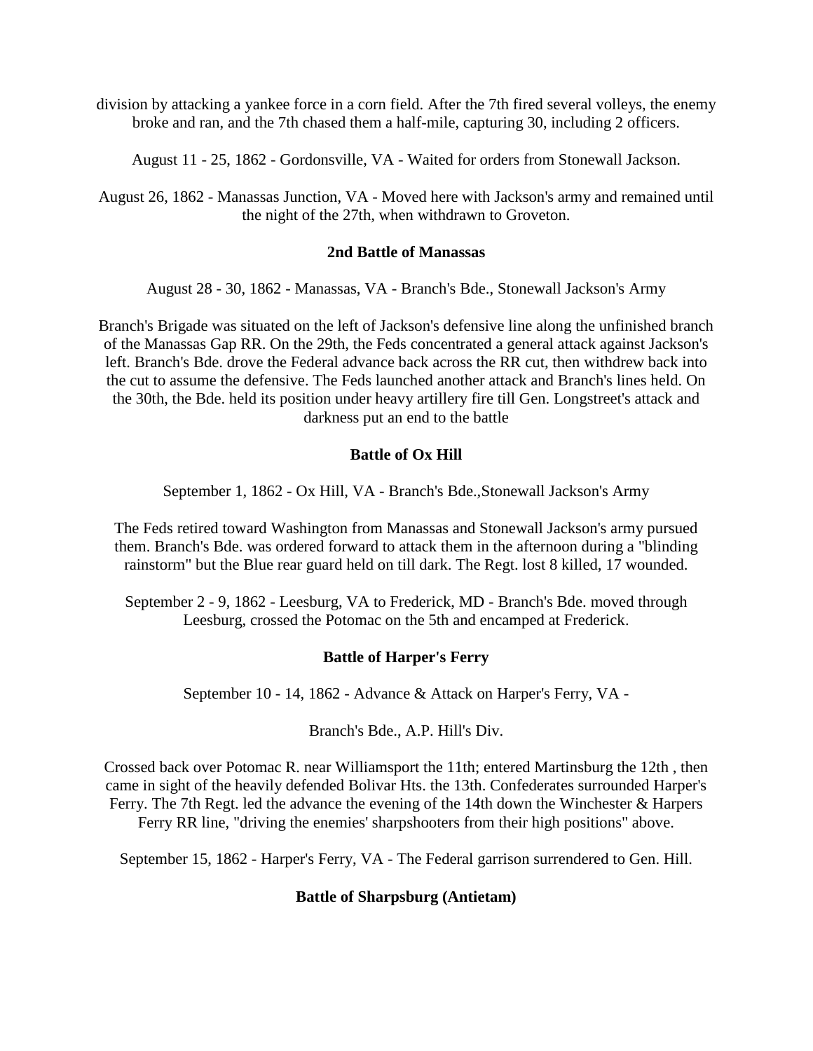division by attacking a yankee force in a corn field. After the 7th fired several volleys, the enemy broke and ran, and the 7th chased them a half-mile, capturing 30, including 2 officers.

August 11 - 25, 1862 - Gordonsville, VA - Waited for orders from Stonewall Jackson.

August 26, 1862 - Manassas Junction, VA - Moved here with Jackson's army and remained until the night of the 27th, when withdrawn to Groveton.

**2nd Battle of Manassas**

August 28 - 30, 1862 - Manassas, VA - Branch's Bde., Stonewall Jackson's Army

Branch's Brigade was situated on the left of Jackson's defensive line along the unfinished branch of the Manassas Gap RR. On the 29th, the Feds concentrated a general attack against Jackson's left. Branch's Bde. drove the Federal advance back across the RR cut, then withdrew back into the cut to assume the defensive. The Feds launched another attack and Branch's lines held. On the 30th, the Bde. held its position under heavy artillery fire till Gen. Longstreet's attack and darkness put an end to the battle

**Battle of Ox Hill**

September 1, 1862 - Ox Hill, VA - Branch's Bde.,Stonewall Jackson's Army

The Feds retired toward Washington from Manassas and Stonewall Jackson's army pursued them. Branch's Bde. was ordered forward to attack them in the afternoon during a "blinding rainstorm" but the Blue rear guard held on till dark. The Regt. lost 8 killed, 17 wounded.

September 2 - 9, 1862 - Leesburg, VA to Frederick, MD - Branch's Bde. moved through Leesburg, crossed the Potomac on the 5th and encamped at Frederick.

**Battle of Harper's Ferry**

September 10 - 14, 1862 - Advance & Attack on Harper's Ferry, VA -

Branch's Bde., A.P. Hill's Div.

Crossed back over Potomac R. near Williamsport the 11th; entered Martinsburg the 12th , then came in sight of the heavily defended Bolivar Hts. the 13th. Confederates surrounded Harper's Ferry. The 7th Regt. led the advance the evening of the 14th down the Winchester & Harpers Ferry RR line, "driving the enemies' sharpshooters from their high positions" above.

September 15, 1862 - Harper's Ferry, VA - The Federal garrison surrendered to Gen. Hill.

**Battle of Sharpsburg (Antietam)**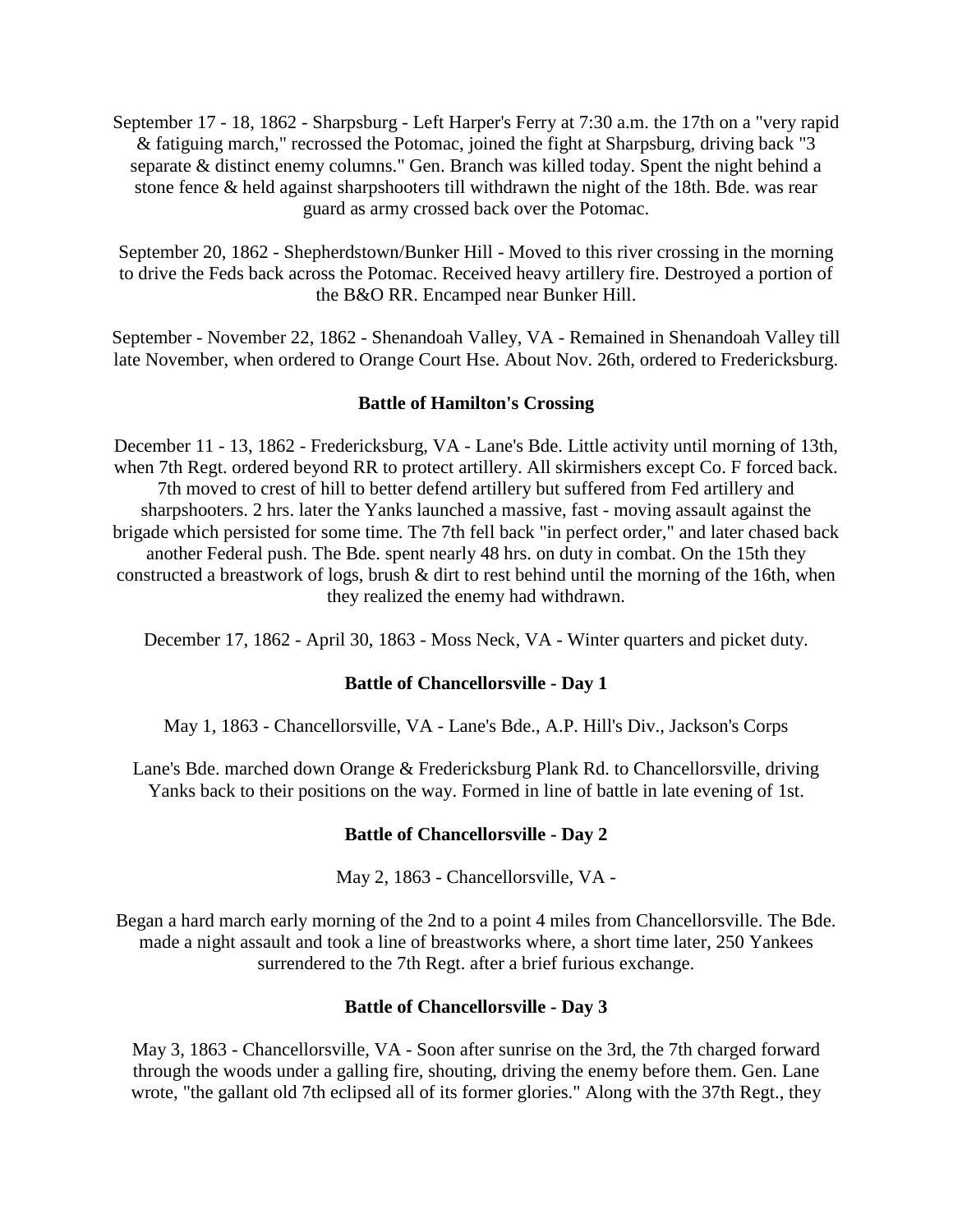September 17 - 18, 1862 - Sharpsburg - Left Harper's Ferry at 7:30 a.m. the 17th on a "very rapid & fatiguing march," recrossed the Potomac, joined the fight at Sharpsburg, driving back "3 separate & distinct enemy columns." Gen. Branch was killed today. Spent the night behind a stone fence & held against sharpshooters till withdrawn the night of the 18th. Bde. was rear guard as army crossed back over the Potomac.

September 20, 1862 - Shepherdstown/Bunker Hill - Moved to this river crossing in the morning to drive the Feds back across the Potomac. Received heavy artillery fire. Destroyed a portion of the B&O RR. Encamped near Bunker Hill.

September - November 22, 1862 - Shenandoah Valley, VA - Remained in Shenandoah Valley till late November, when ordered to Orange Court Hse. About Nov. 26th, ordered to Fredericksburg.

### Battle of Hamilton's Crossing

December 11 - 13, 1862 - Fredericksburg, VA - Lane's Bde. Little activity until morning of 13th, when 7th Regt. ordered beyond RR to protect artillery. All skirmishers except Co. F forced back. 7th moved to crest of hill to better defend artillery but suffered from Fed artillery and sharpshooters. 2 hrs. later the Yanks launched a massive, fast - moving assault against the brigade which persisted for some time. The 7th fell back "in perfect order," and later chased back another Federal push. The Bde. spent nearly 48 hrs. on duty in combat. On the 15th they constructed a breastwork of logs, brush & dirt to rest behind until the morning of the 16th, when they realized the enemy had withdrawn.

December 17, 1862 - April 30, 1863 - Moss Neck, VA - Winter quarters and picket duty.

### Battle of Chancellorsville - Day 1

May 1, 1863 - Chancellorsville, VA - Lane's Bde., A.P. Hill's Div., Jackson's Corps

Lane's Bde. marched down Orange & Fredericksburg Plank Rd. to Chancellorsville, driving Yanks back to their positions on the way. Formed in line of battle in late evening of 1st.

### Battle of Chancellorsville - Day 2

May 2, 1863 - Chancellorsville, VA -

Began a hard march early morning of the 2nd to a point 4 miles from Chancellorsville. The Bde. made a night assault and took a line of breastworks where, a short time later, 250 Yankees surrendered to the 7th Regt. after a brief furious exchange.

### Battle of Chancellorsville - Day 3

May 3, 1863 - Chancellorsville, VA - Soon after sunrise on the 3rd, the 7th charged forward through the woods under a galling fire, shouting, driving the enemy before them. Gen. Lane wrote, "the gallant old 7th eclipsed all of its former glories." Along with the 37th Regt., they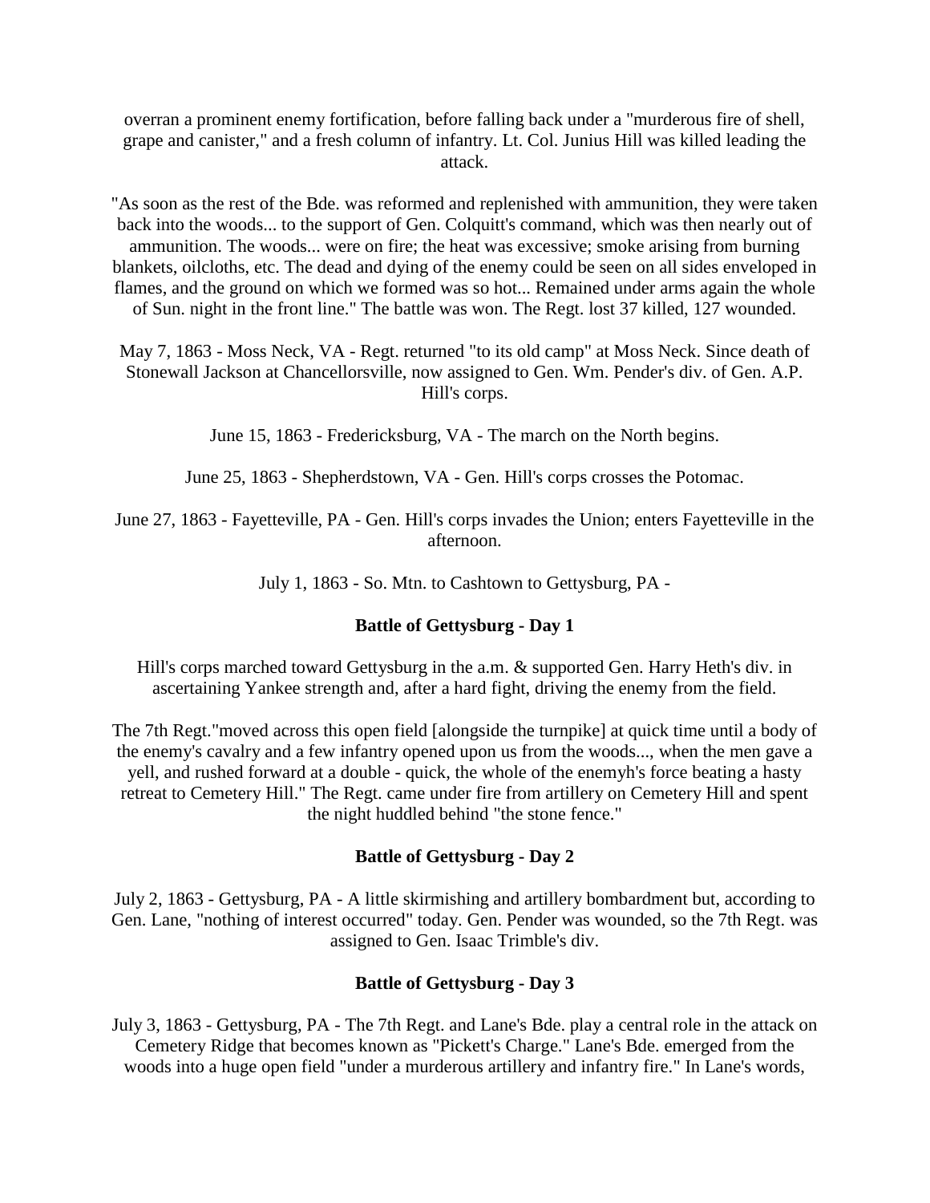overran a prominent enemy fortification, before falling back under a "murderous fire of shell, grape and canister," and a fresh column of infantry. Lt. Col. Junius Hill was killed leading the attack.

"As soon as the rest of the Bde. was reformed and replenished with ammunition, they were taken back into the woods... to the support of Gen. Colquitt's command, which was then nearly out of ammunition. The woods... were on fire; the heat was excessive; smoke arising from burning blankets, oilcloths, etc. The dead and dying of the enemy could be seen on all sides enveloped in flames, and the ground on which we formed was so hot... Remained under arms again the whole of Sun. night in the front line." The battle was won. The Regt. lost 37 killed, 127 wounded.

May 7, 1863 - Moss Neck, VA - Regt. returned "to its old camp" at Moss Neck. Since death of Stonewall Jackson at Chancellorsville, now assigned to Gen. Wm. Pender's div. of Gen. A.P. Hill's corps.

June 15, 1863 - Fredericksburg, VA - The march on the North begins.

June 25, 1863 - Shepherdstown, VA - Gen. Hill's corps crosses the Potomac.

June 27, 1863 - Fayetteville, PA - Gen. Hill's corps invades the Union; enters Fayetteville in the afternoon.

July 1, 1863 - So. Mtn. to Cashtown to Gettysburg, PA -

**Battle of Gettysburg - Day 1**

Hill's corps marched toward Gettysburg in the a.m. & supported Gen. Harry Heth's div. in ascertaining Yankee strength and, after a hard fight, driving the enemy from the field.

The 7th Regt."moved across this open field [alongside the turnpike] at quick time until a body of the enemy's cavalry and a few infantry opened upon us from the woods..., when the men gave a yell, and rushed forward at a double - quick, the whole of the enemyh's force beating a hasty retreat to Cemetery Hill." The Regt. came under fire from artillery on Cemetery Hill and spent the night huddled behind "the stone fence."

**Battle of Gettysburg - Day 2**

July 2, 1863 - Gettysburg, PA - A little skirmishing and artillery bombardment but, according to Gen. Lane, "nothing of interest occurred" today. Gen. Pender was wounded, so the 7th Regt. was assigned to Gen. Isaac Trimble's div.

**Battle of Gettysburg - Day 3**

July 3, 1863 - Gettysburg, PA - The 7th Regt. and Lane's Bde. play a central role in the attack on Cemetery Ridge that becomes known as "Pickett's Charge." Lane's Bde. emerged from the woods into a huge open field "under a murderous artillery and infantry fire." In Lane's words,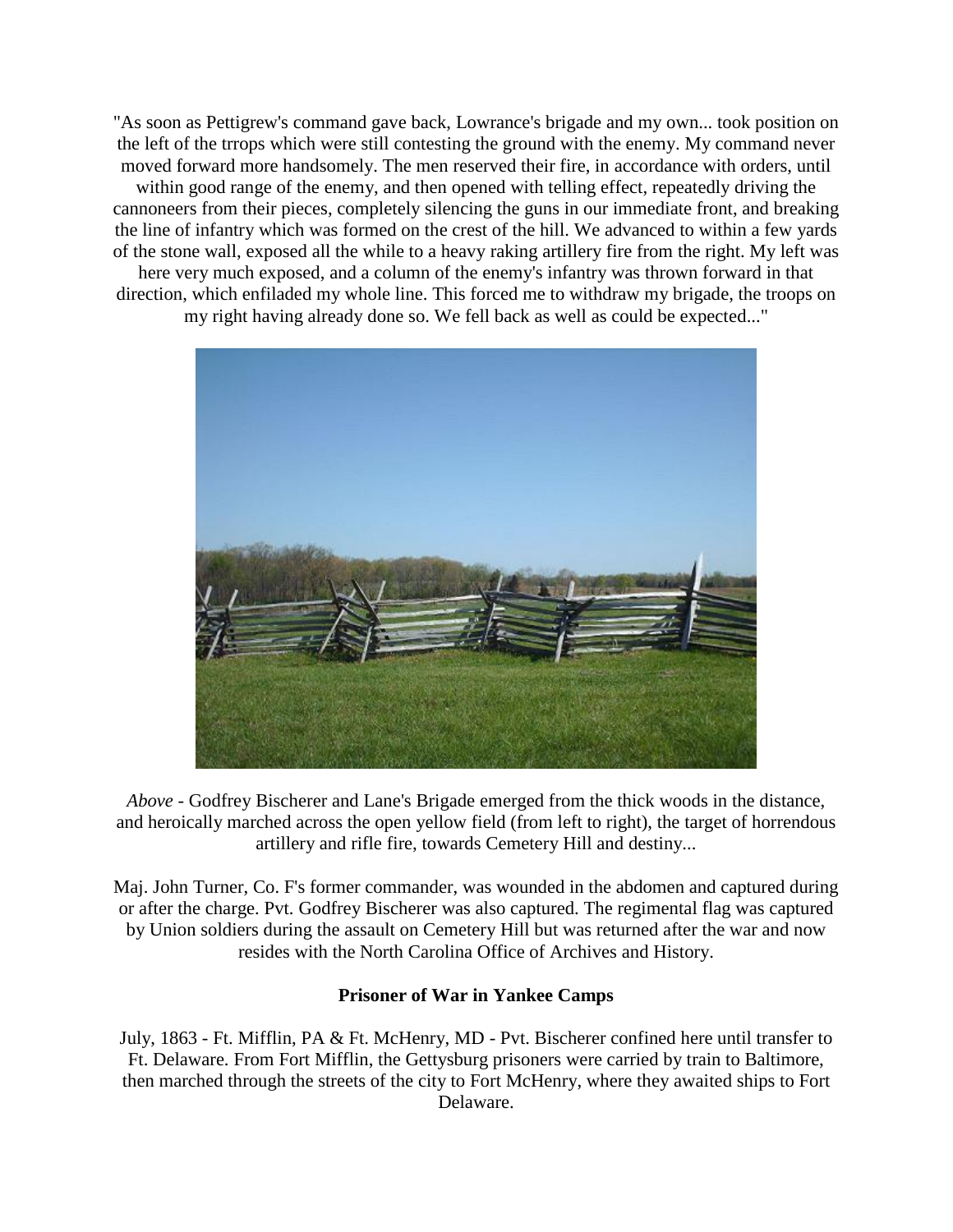"As soon as Pettigrew's command gave back, Lowrance's brigade and my own... took position on the left of the trrops which were still contesting the ground with the enemy. My command never moved forward more handsomely. The men reserved their fire, in accordance with orders, until within good range of the enemy, and then opened with telling effect, repeatedly driving the cannoneers from their pieces, completely silencing the guns in our immediate front, and breaking the line of infantry which was formed on the crest of the hill. We advanced to within a few yards of the stone wall, exposed all the while to a heavy raking artillery fire from the right. My left was here very much exposed, and a column of the enemy's infantry was thrown forward in that direction, which enfiladed my whole line. This forced me to withdraw my brigade, the troops on my right having already done so. We fell back as well as could be expected..."

*Above* - Godfrey Bischerer and Lane's Brigade emerged from the thick woods in the distance, and heroically marched across the open yellow field (from left to right), the target of horrendous artillery and rifle fire, towards Cemetery Hill and destiny...

Maj. John Turner, Co. F's former commander, was wounded in the abdomen and captured during or after the charge. Pvt. Godfrey Bischerer was also captured. The regimental flag was captured by Union soldiers during the assault on Cemetery Hill but was returned after the war and now resides with the North Carolina Office of Archives and History.

**Prisoner of War in Yankee Camps**

July, 1863 - Ft. Mifflin, PA & Ft. McHenry, MD - Pvt. Bischerer confined here until transfer to Ft. Delaware. From Fort Mifflin, the Gettysburg prisoners were carried by train to Baltimore, then marched through the streets of the city to Fort McHenry, where they awaited ships to Fort Delaware.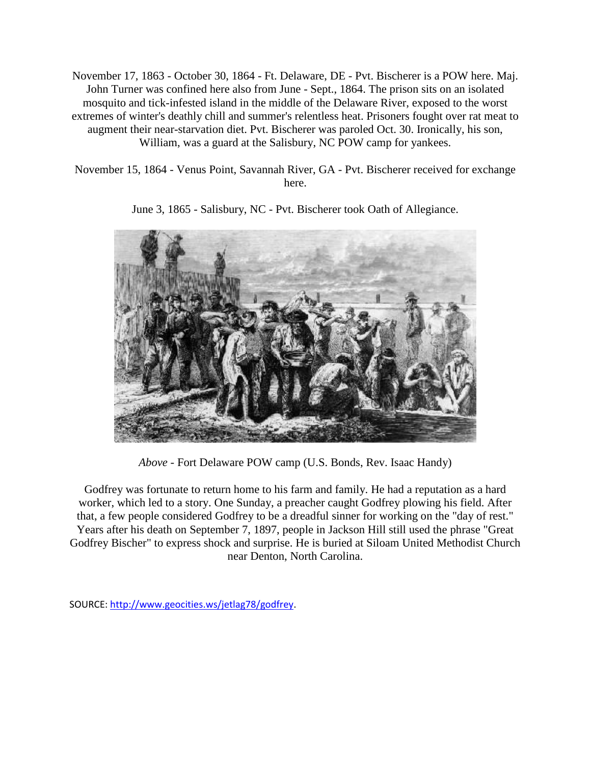November 17, 1863 - October 30, 1864 - Ft. Delaware, DE - Pvt. Bischerer is a POW here. Maj. John Turner was confined here also from June - Sept., 1864. The prison sits on an isolated mosquito and tick-infested island in the middle of the Delaware River, exposed to the worst extremes of winter's deathly chill and summer's relentless heat. Prisoners fought over rat meat to augment their near-starvation diet. Pvt. Bischerer was paroled Oct. 30. Ironically, his son, William, was a guard at the Salisbury, NC POW camp for yankees.

November 15, 1864 - Venus Point, Savannah River, GA - Pvt. Bischerer received for exchange here.

June 3, 1865 - Salisbury, NC - Pvt. Bischerer took Oath of Allegiance.

*Above* - Fort Delaware POW camp (U.S. Bonds, Rev. Isaac Handy)

Godfrey was fortunate to return home to his farm and family. He had a reputation as a hard worker, which led to a story. One Sunday, a preacher caught Godfrey plowing his field. After that, a few people considered Godfrey to be a dreadful sinner for working on the "day of rest." Years after his death on September 7, 1897, people in Jackson Hill still used the phrase "Great Godfrey Bischer" to express shock and surprise. He is buried at Siloam United Methodist Church near Denton, North Carolina.

SOURCE: [http://www.geocities.ws/jetlag78/godfrey](http://www.geocities.ws/jetlag78/godfrey).